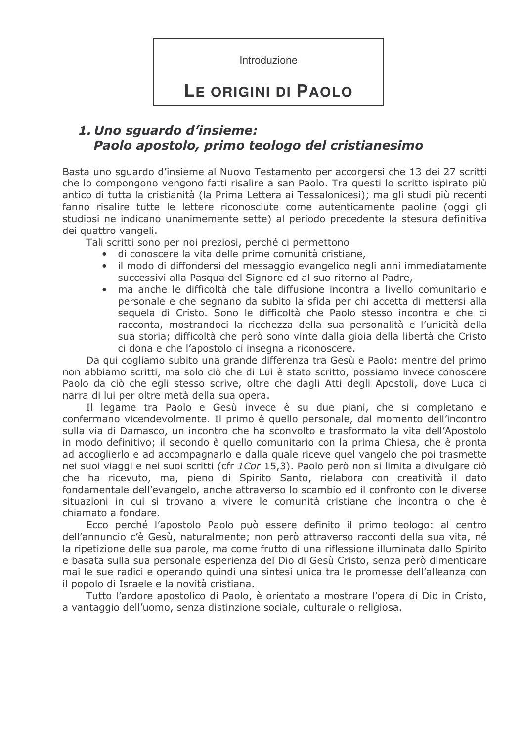Introduzione

# LE ORIGINI DI PAOLO

## 1. *Uno sguardo d'insieme: Paolo apostolo, primo teologo del cristianesimo*

Basta uno sguardo d'insieme al Nuovo Testamento per accorgersi che 13 dei 27 scritti che lo compongono vengono fatti risalire a san Paolo. Tra questi lo scritto ispirato più antico di tutta la cristianità (la Prima Lettera ai Tessalonicesi); ma gli studi più recenti fanno risalire tutte le lettere riconosciute come autenticamente paoline (oggi gli studiosi ne indicano unanimemente sette) al periodo precedente la stesura definitiva dei quattro vangeli.

Tali scritti sono per noi preziosi, perché ci permettono

- di conoscere la vita delle prime comunità cristiane,
- il modo di diffondersi del messaggio evangelico negli anni immediatamente successivi alla Pasqua del Signore ed al suo ritorno al Padre,
- ma anche le difficoltà che tale diffusione incontra a livello comunitario e personale e che segnano da subito la sfida per chi accetta di mettersi alla sequela di Cristo. Sono le difficoltà che Paolo stesso incontra e che ci racconta, mostrandoci la ricchezza della sua personalità e l'unicità della sua storia; difficoltà che però sono vinte dalla gioia della libertà che Cristo ci dona e che l'apostolo ci insegna a riconoscere.

Da qui cogliamo subito una grande differenza tra Gesù e Paolo: mentre del primo non abbiamo scritti, ma solo ciò che di Lui è stato scritto, possiamo invece conoscere Paolo da ciò che egli stesso scrive, oltre che dagli Atti degli Apostoli, dove Luca ci narra di lui per oltre metà della sua opera.

Il legame tra Paolo e Gesù invece è su due piani, che si completano e confermano vicendevolmente. Il primo è quello personale, dal momento dell'incontro sulla via di Damasco, un incontro che ha sconvolto e trasformato la vita dell'Apostolo in modo definitivo; il secondo è quello comunitario con la prima Chiesa, che è pronta ad accoglierlo e ad accompagnarlo e dalla quale riceve quel vangelo che poi trasmette nei suoi viaggi e nei suoi scritti (cfr *1Cor* 15,3). Paolo però non si limita a divulgare ciò che ha ricevuto, ma, pieno di Spirito Santo, rielabora con creatività il dato fondamentale dell'evangelo, anche attraverso lo scambio ed il confronto con le diverse situazioni in cui si trovano a vivere le comunità cristiane che incontra o che è chiamato a fondare.

Ecco perché l'apostolo Paolo può essere definito il primo teologo: al centro dell'annuncio c'è Gesù, naturalmente; non però attraverso racconti della sua vita, né la ripetizione delle sua parole, ma come frutto di una riflessione illuminata dallo Spirito e basata sulla sua personale esperienza del Dio di Gesù Cristo, senza però dimenticare mai le sue radici e operando quindi una sintesi unica tra le promesse dell'alleanza con il popolo di Israele e la novità cristiana.

Tutto l'ardore apostolico di Paolo, è orientato a mostrare l'opera di Dio in Cristo, a vantaggio dell'uomo, senza distinzione sociale, culturale o religiosa.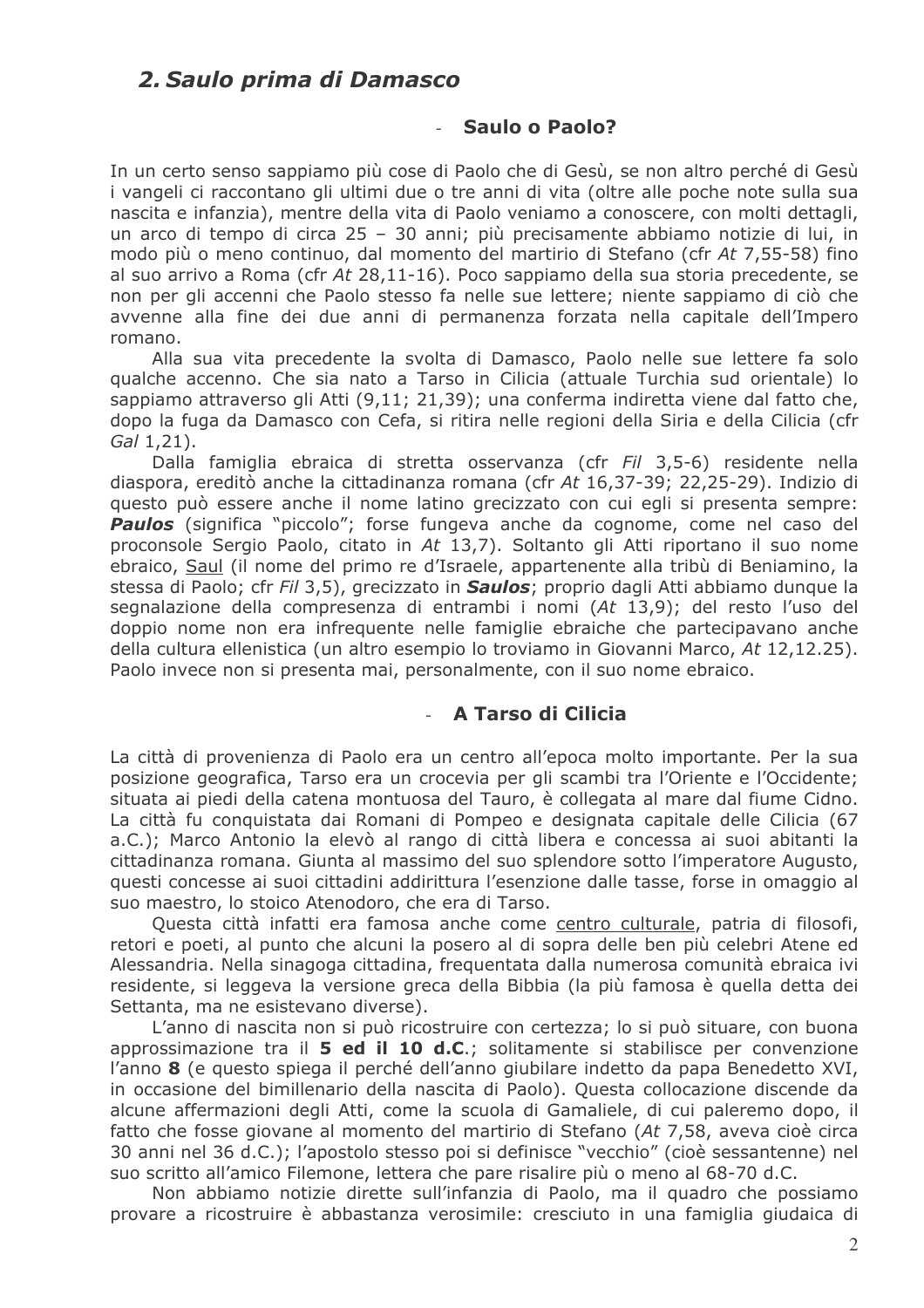## 2. *Saulo prima di Damasco*

### - **Saulo o Paolo?**

In un certo senso sappiamo più cose di Paolo che di Gesù, se non altro perché di Gesù i vangeli ci raccontano gli ultimi due o tre anni di vita (oltre alle poche note sulla sua nascita e infanzia), mentre della vita di Paolo veniamo a conoscere, con molti dettagli, un arco di tempo di circa 25 – 30 anni; più precisamente abbiamo notizie di lui, in modo più o meno continuo, dal momento del martirio di Stefano (cfr *At* 7,55-58) fino al suo arrivo a Roma (cfr *At* 28,11-16). Poco sappiamo della sua storia precedente, se non per gli accenni che Paolo stesso fa nelle sue lettere; niente sappiamo di ciò che avvenne alla fine dei due anni di permanenza forzata nella capitale dell'Impero romano.

Alla sua vita precedente la svolta di Damasco, Paolo nelle sue lettere fa solo qualche accenno. Che sia nato a Tarso in Cilicia (attuale Turchia sud orientale) lo sappiamo attraverso gli Atti (9,11; 21,39); una conferma indiretta viene dal fatto che, dopo la fuga da Damasco con Cefa, si ritira nelle regioni della Siria e della Cilicia (cfr *Gal* 1,21).

Dalla famiglia ebraica di stretta osservanza (cfr *Fil* 3,5-6) residente nella diaspora, ereditò anche la cittadinanza romana (cfr *At* 16,37-39; 22,25-29). Indizio di questo può essere anche il nome latino grecizzato con cui egli si presenta sempre: ***Paulos*** (significa "piccolo"; forse fungeva anche da cognome, come nel caso del proconsole Sergio Paolo, citato in *At* 13,7). Soltanto gli Atti riportano il suo nome ebraico, Saul (il nome del primo re d'Israele, appartenente alla tribù di Beniamino, la stessa di Paolo; cfr *Fil* 3,5), grecizzato in ***Saulos***; proprio dagli Atti abbiamo dunque la segnalazione della compresenza di entrambi i nomi (*At* 13,9); del resto l'uso del doppio nome non era infrequente nelle famiglie ebraiche che partecipavano anche della cultura ellenistica (un altro esempio lo troviamo in Giovanni Marco, *At* 12,12.25). Paolo invece non si presenta mai, personalmente, con il suo nome ebraico.

### - **A Tarso di Cilicia**

La città di provenienza di Paolo era un centro all'epoca molto importante. Per la sua posizione geografica, Tarso era un crocevia per gli scambi tra l'Oriente e l'Occidente; situata ai piedi della catena montuosa del Tauro, è collegata al mare dal fiume Cidno. La città fu conquistata dai Romani di Pompeo e designata capitale delle Cilicia (67 a.C.); Marco Antonio la elevò al rango di città libera e concessa ai suoi abitanti la cittadinanza romana. Giunta al massimo del suo splendore sotto l'imperatore Augusto, questi concesse ai suoi cittadini addirittura l'esenzione dalle tasse, forse in omaggio al suo maestro, lo stoico Atenodoro, che era di Tarso.

Questa città infatti era famosa anche come centro culturale, patria di filosofi, retori e poeti, al punto che alcuni la posero al di sopra delle ben più celebri Atene ed Alessandria. Nella sinagoga cittadina, frequentata dalla numerosa comunità ebraica ivi residente, si leggeva la versione greca della Bibbia (la più famosa è quella detta dei Settanta, ma ne esistevano diverse).

L'anno di nascita non si può ricostruire con certezza; lo si può situare, con buona approssimazione tra il **5 ed il 10 d.C.**; solitamente si stabilisce per convenzione l'anno **8** (e questo spiega il perché dell'anno giubilare indetto da papa Benedetto XVI, in occasione del bimillenario della nascita di Paolo). Questa collocazione discende da alcune affermazioni degli Atti, come la scuola di Gamaliele, di cui paleremo dopo, il fatto che fosse giovane al momento del martirio di Stefano (*At* 7,58, aveva cioè circa 30 anni nel 36 d.C.); l'apostolo stesso poi si definisce "vecchio" (cioè sessantenne) nel suo scritto all'amico Filemone, lettera che pare risalire più o meno al 68-70 d.C.

Non abbiamo notizie dirette sull'infanzia di Paolo, ma il quadro che possiamo provare a ricostruire è abbastanza verosimile: cresciuto in una famiglia giudaica di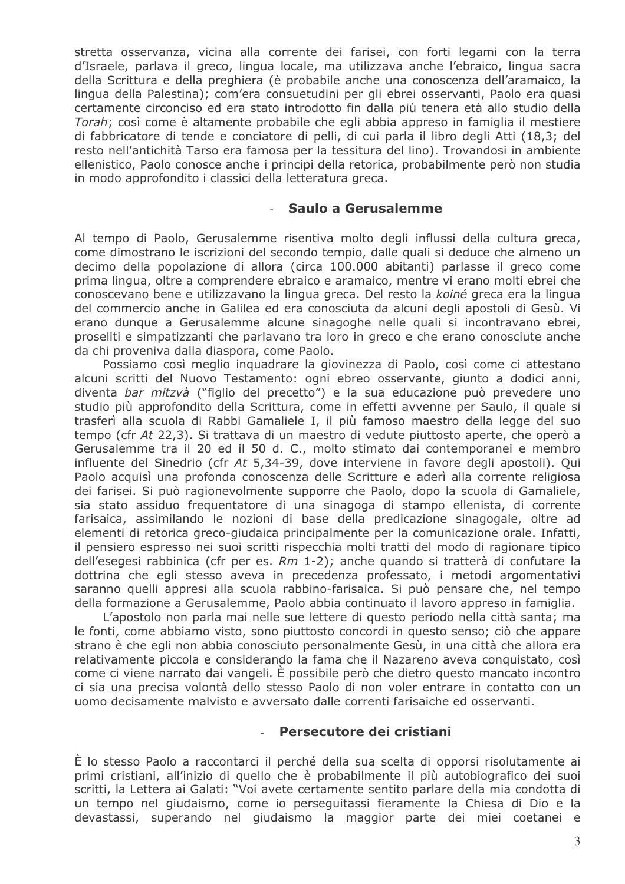stretta osservanza, vicina alla corrente dei farisei, con forti legami con la terra d'Israele, parlava il greco, lingua locale, ma utilizzava anche l'ebraico, lingua sacra della Scrittura e della preghiera (è probabile anche una conoscenza dell'aramaico, la lingua della Palestina); com'era consuetudini per gli ebrei osservanti, Paolo era quasi certamente circonciso ed era stato introdotto fin dalla più tenera età allo studio della *Torah*; così come è altamente probabile che egli abbia appreso in famiglia il mestiere di fabbricatore di tende e conciatore di pelli, di cui parla il libro degli Atti (18,3; del resto nell'antichità Tarso era famosa per la tessitura del lino). Trovandosi in ambiente ellenistico, Paolo conosce anche i principi della retorica, probabilmente però non studia in modo approfondito i classici della letteratura greca.

### - Saulo a Gerusalemme

Al tempo di Paolo, Gerusalemme risentiva molto degli influssi della cultura greca, come dimostrano le iscrizioni del secondo tempio, dalle quali si deduce che almeno un decimo della popolazione di allora (circa 100.000 abitanti) parlasse il greco come prima lingua, oltre a comprendere ebraico e aramaico, mentre vi erano molti ebrei che conoscevano bene e utilizzavano la lingua greca. Del resto la *koiné* greca era la lingua del commercio anche in Galilea ed era conosciuta da alcuni degli apostoli di Gesù. Vi erano dunque a Gerusalemme alcune sinagoghe nelle quali si incontravano ebrei, proseliti e simpatizzanti che parlavano tra loro in greco e che erano conosciute anche da chi proveniva dalla diaspora, come Paolo.

Possiamo così meglio inquadrare la giovinezza di Paolo, così come ci attestano alcuni scritti del Nuovo Testamento: ogni ebreo osservante, giunto a dodici anni, diventa *bar mitzvà* ("figlio del precetto") e la sua educazione può prevedere uno studio più approfondito della Scrittura, come in effetti avvenne per Saulo, il quale si trasferì alla scuola di Rabbi Gamaliele I, il più famoso maestro della legge del suo tempo (cfr *At* 22,3). Si trattava di un maestro di vedute piuttosto aperte, che operò a Gerusalemme tra il 20 ed il 50 d. C., molto stimato dai contemporanei e membro influente del Sinedrio (cfr *At* 5,34-39, dove interviene in favore degli apostoli). Qui Paolo acquisì una profonda conoscenza delle Scritture e aderì alla corrente religiosa dei farisei. Si può ragionevolmente supporre che Paolo, dopo la scuola di Gamaliele, sia stato assiduo frequentatore di una sinagoga di stampo ellenista, di corrente farisaica, assimilando le nozioni di base della predicazione sinagogale, oltre ad elementi di retorica greco-giudaica principalmente per la comunicazione orale. Infatti, il pensiero espresso nei suoi scritti rispecchia molti tratti del modo di ragionare tipico dell'esegesi rabbinica (cfr per es. *Rm* 1-2); anche quando si tratterà di confutare la dottrina che egli stesso aveva in precedenza professato, i metodi argomentativi saranno quelli appresi alla scuola rabbino-farisaica. Si può pensare che, nel tempo della formazione a Gerusalemme, Paolo abbia continuato il lavoro appreso in famiglia.

L'apostolo non parla mai nelle sue lettere di questo periodo nella città santa; ma le fonti, come abbiamo visto, sono piuttosto concordi in questo senso; ciò che appare strano è che egli non abbia conosciuto personalmente Gesù, in una città che allora era relativamente piccola e considerando la fama che il Nazareno aveva conquistato, così come ci viene narrato dai vangeli. È possibile però che dietro questo mancato incontro ci sia una precisa volontà dello stesso Paolo di non voler entrare in contatto con un uomo decisamente malvisto e avversato dalle correnti farisaiche ed osservanti.

### - Persecutore dei cristiani

È lo stesso Paolo a raccontarci il perché della sua scelta di opporsi risolutamente ai primi cristiani, all'inizio di quello che è probabilmente il più autobiografico dei suoi scritti, la Lettera ai Galati: "Voi avete certamente sentito parlare della mia condotta di un tempo nel giudaismo, come io perseguitassi fieramente la Chiesa di Dio e la devastassi, superando nel giudaismo la maggior parte dei miei coetanei e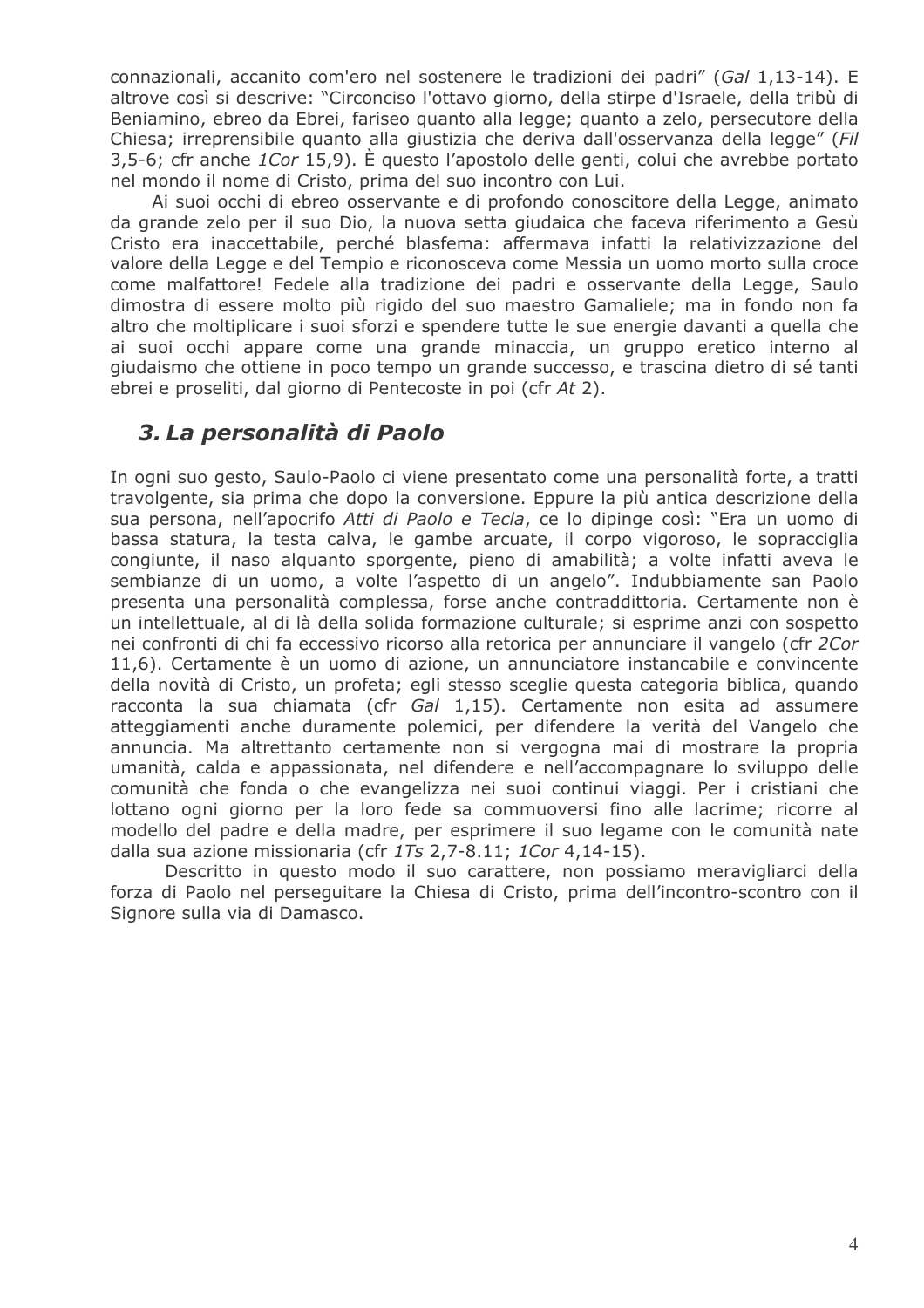connazionali, accanito com'ero nel sostenere le tradizioni dei padri" (*Gal* 1,13-14). E altrove così si descrive: "Circonciso l'ottavo giorno, della stirpe d'Israele, della tribù di Beniamino, ebreo da Ebrei, fariseo quanto alla legge; quanto a zelo, persecutore della Chiesa; irreprensibile quanto alla giustizia che deriva dall'osservanza della legge" (*Fil* 3,5-6; cfr anche *1Cor* 15,9). È questo l'apostolo delle genti, colui che avrebbe portato nel mondo il nome di Cristo, prima del suo incontro con Lui.

Ai suoi occhi di ebreo osservante e di profondo conoscitore della Legge, animato da grande zelo per il suo Dio, la nuova setta giudaica che faceva riferimento a Gesù Cristo era inaccettabile, perché blasfema: affermava infatti la relativizzazione del valore della Legge e del Tempio e riconosceva come Messia un uomo morto sulla croce come malfattore! Fedele alla tradizione dei padri e osservante della Legge, Saulo dimostra di essere molto più rigido del suo maestro Gamaliele; ma in fondo non fa altro che moltiplicare i suoi sforzi e spendere tutte le sue energie davanti a quella che ai suoi occhi appare come una grande minaccia, un gruppo eretico interno al giudaismo che ottiene in poco tempo un grande successo, e trascina dietro di sé tanti ebrei e proseliti, dal giorno di Pentecoste in poi (cfr *At* 2).

## 3. La personalità di Paolo

In ogni suo gesto, Saulo-Paolo ci viene presentato come una personalità forte, a tratti travolgente, sia prima che dopo la conversione. Eppure la più antica descrizione della sua persona, nell'apocrifo *Atti di Paolo e Tecla*, ce lo dipinge così: "Era un uomo di bassa statura, la testa calva, le gambe arcuate, il corpo vigoroso, le sopracciglia congiunte, il naso alquanto sporgente, pieno di amabilità; a volte infatti aveva le sembianze di un uomo, a volte l'aspetto di un angelo". Indubbiamente san Paolo presenta una personalità complessa, forse anche contraddittoria. Certamente non è un intellettuale, al di là della solida formazione culturale; si esprime anzi con sospetto nei confronti di chi fa eccessivo ricorso alla retorica per annunciare il vangelo (cfr *2Cor* 11,6). Certamente è un uomo di azione, un annunciatore instancabile e convincente della novità di Cristo, un profeta; egli stesso sceglie questa categoria biblica, quando racconta la sua chiamata (cfr *Gal* 1,15). Certamente non esita ad assumere atteggiamenti anche duramente polemici, per difendere la verità del Vangelo che annuncia. Ma altrettanto certamente non si vergogna mai di mostrare la propria umanità, calda e appassionata, nel difendere e nell'accompagnare lo sviluppo delle comunità che fonda o che evangelizza nei suoi continui viaggi. Per i cristiani che lottano ogni giorno per la loro fede sa commuoversi fino alle lacrime; ricorre al modello del padre e della madre, per esprimere il suo legame con le comunità nate dalla sua azione missionaria (cfr *1Ts* 2,7-8.11; *1Cor* 4,14-15).

Descritto in questo modo il suo carattere, non possiamo meravigliarci della forza di Paolo nel perseguitare la Chiesa di Cristo, prima dell'incontro-scontro con il Signore sulla via di Damasco.